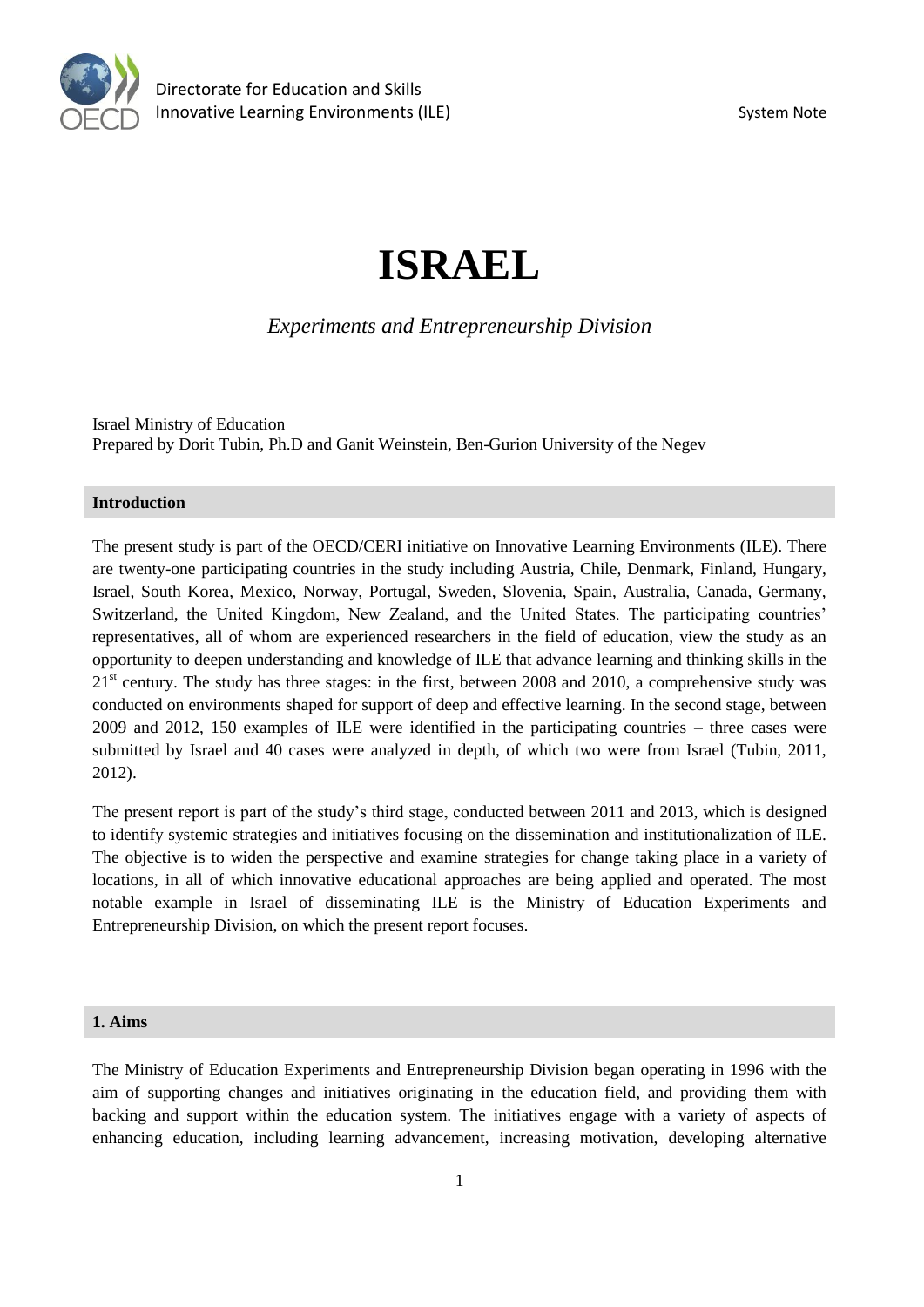# ISRAEL

*Experiments and Entrepreneurship Division*

Israel Ministry of Education
Prepared by Dorit Tubin, Ph.D and Ganit Weinstein, Ben-Gurion University of the Negev

## Introduction

The present study is part of the OECD/CERI initiative on Innovative Learning Environments (ILE). There are twenty-one participating countries in the study including Austria, Chile, Denmark, Finland, Hungary, Israel, South Korea, Mexico, Norway, Portugal, Sweden, Slovenia, Spain, Australia, Canada, Germany, Switzerland, the United Kingdom, New Zealand, and the United States. The participating countries' representatives, all of whom are experienced researchers in the field of education, view the study as an opportunity to deepen understanding and knowledge of ILE that advance learning and thinking skills in the 21st century. The study has three stages: in the first, between 2008 and 2010, a comprehensive study was conducted on environments shaped for support of deep and effective learning. In the second stage, between 2009 and 2012, 150 examples of ILE were identified in the participating countries – three cases were submitted by Israel and 40 cases were analyzed in depth, of which two were from Israel (Tubin, 2011, 2012).

The present report is part of the study's third stage, conducted between 2011 and 2013, which is designed to identify systemic strategies and initiatives focusing on the dissemination and institutionalization of ILE. The objective is to widen the perspective and examine strategies for change taking place in a variety of locations, in all of which innovative educational approaches are being applied and operated. The most notable example in Israel of disseminating ILE is the Ministry of Education Experiments and Entrepreneurship Division, on which the present report focuses.

## 1. Aims

The Ministry of Education Experiments and Entrepreneurship Division began operating in 1996 with the aim of supporting changes and initiatives originating in the education field, and providing them with backing and support within the education system. The initiatives engage with a variety of aspects of enhancing education, including learning advancement, increasing motivation, developing alternative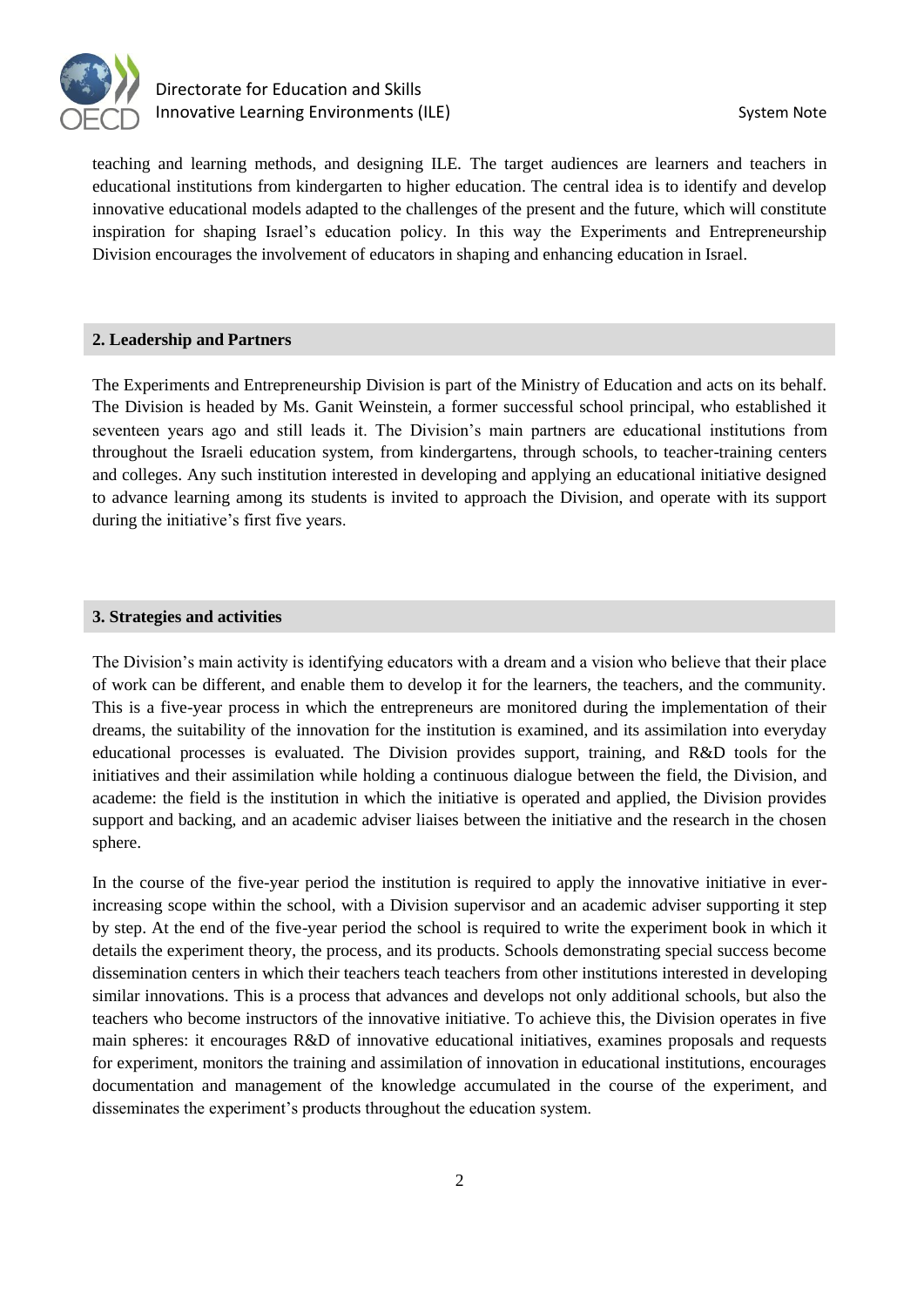teaching and learning methods, and designing ILE. The target audiences are learners and teachers in educational institutions from kindergarten to higher education. The central idea is to identify and develop innovative educational models adapted to the challenges of the present and the future, which will constitute inspiration for shaping Israel's education policy. In this way the Experiments and Entrepreneurship Division encourages the involvement of educators in shaping and enhancing education in Israel.

## 2. Leadership and Partners

The Experiments and Entrepreneurship Division is part of the Ministry of Education and acts on its behalf. The Division is headed by Ms. Ganit Weinstein, a former successful school principal, who established it seventeen years ago and still leads it. The Division's main partners are educational institutions from throughout the Israeli education system, from kindergartens, through schools, to teacher-training centers and colleges. Any such institution interested in developing and applying an educational initiative designed to advance learning among its students is invited to approach the Division, and operate with its support during the initiative's first five years.

## 3. Strategies and activities

The Division's main activity is identifying educators with a dream and a vision who believe that their place of work can be different, and enable them to develop it for the learners, the teachers, and the community. This is a five-year process in which the entrepreneurs are monitored during the implementation of their dreams, the suitability of the innovation for the institution is examined, and its assimilation into everyday educational processes is evaluated. The Division provides support, training, and R&D tools for the initiatives and their assimilation while holding a continuous dialogue between the field, the Division, and academe: the field is the institution in which the initiative is operated and applied, the Division provides support and backing, and an academic adviser liaises between the initiative and the research in the chosen sphere.

In the course of the five-year period the institution is required to apply the innovative initiative in ever-increasing scope within the school, with a Division supervisor and an academic adviser supporting it step by step. At the end of the five-year period the school is required to write the experiment book in which it details the experiment theory, the process, and its products. Schools demonstrating special success become dissemination centers in which their teachers teach teachers from other institutions interested in developing similar innovations. This is a process that advances and develops not only additional schools, but also the teachers who become instructors of the innovative initiative. To achieve this, the Division operates in five main spheres: it encourages R&D of innovative educational initiatives, examines proposals and requests for experiment, monitors the training and assimilation of innovation in educational institutions, encourages documentation and management of the knowledge accumulated in the course of the experiment, and disseminates the experiment's products throughout the education system.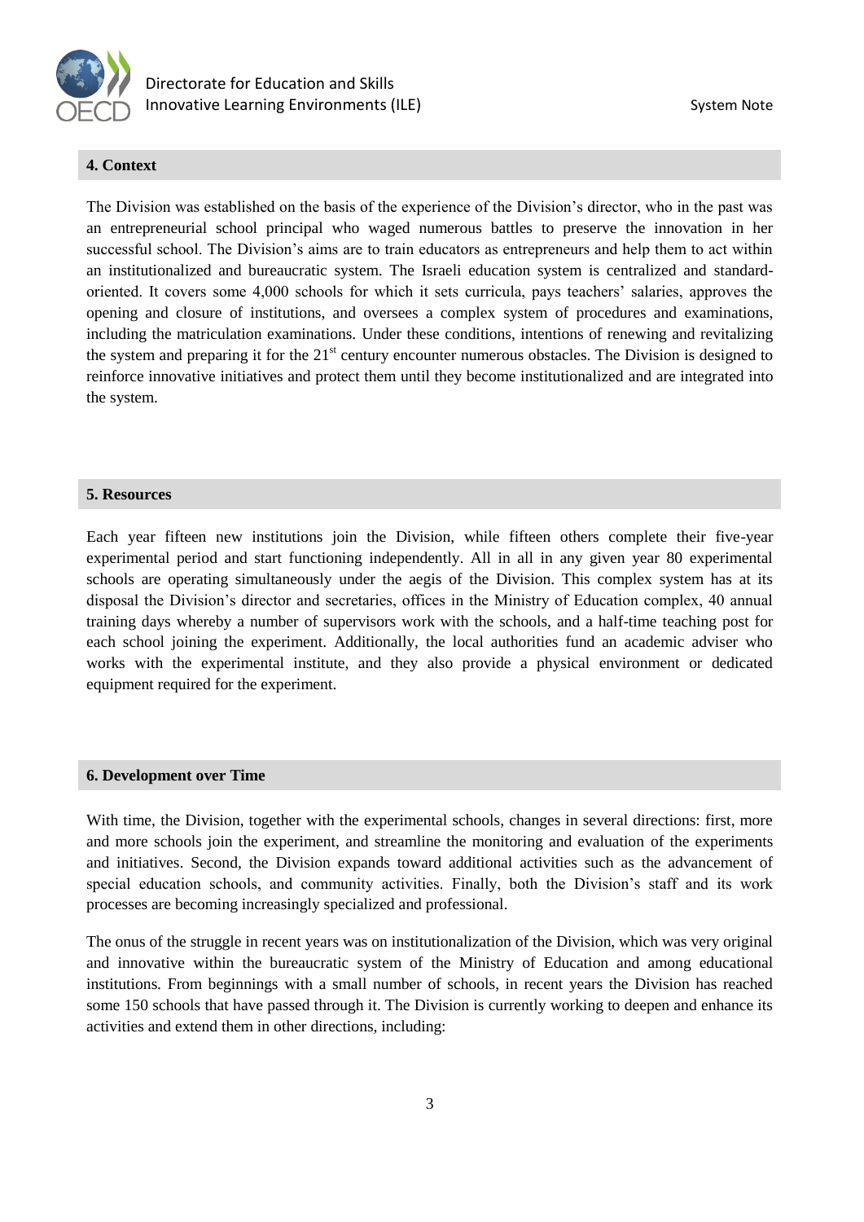## 4. Context

The Division was established on the basis of the experience of the Division's director, who in the past was an entrepreneurial school principal who waged numerous battles to preserve the innovation in her successful school. The Division's aims are to train educators as entrepreneurs and help them to act within an institutionalized and bureaucratic system. The Israeli education system is centralized and standard-oriented. It covers some 4,000 schools for which it sets curricula, pays teachers' salaries, approves the opening and closure of institutions, and oversees a complex system of procedures and examinations, including the matriculation examinations. Under these conditions, intentions of renewing and revitalizing the system and preparing it for the 21st century encounter numerous obstacles. The Division is designed to reinforce innovative initiatives and protect them until they become institutionalized and are integrated into the system.

## 5. Resources

Each year fifteen new institutions join the Division, while fifteen others complete their five-year experimental period and start functioning independently. All in all in any given year 80 experimental schools are operating simultaneously under the aegis of the Division. This complex system has at its disposal the Division's director and secretaries, offices in the Ministry of Education complex, 40 annual training days whereby a number of supervisors work with the schools, and a half-time teaching post for each school joining the experiment. Additionally, the local authorities fund an academic adviser who works with the experimental institute, and they also provide a physical environment or dedicated equipment required for the experiment.

## 6. Development over Time

With time, the Division, together with the experimental schools, changes in several directions: first, more and more schools join the experiment, and streamline the monitoring and evaluation of the experiments and initiatives. Second, the Division expands toward additional activities such as the advancement of special education schools, and community activities. Finally, both the Division's staff and its work processes are becoming increasingly specialized and professional.

The onus of the struggle in recent years was on institutionalization of the Division, which was very original and innovative within the bureaucratic system of the Ministry of Education and among educational institutions. From beginnings with a small number of schools, in recent years the Division has reached some 150 schools that have passed through it. The Division is currently working to deepen and enhance its activities and extend them in other directions, including: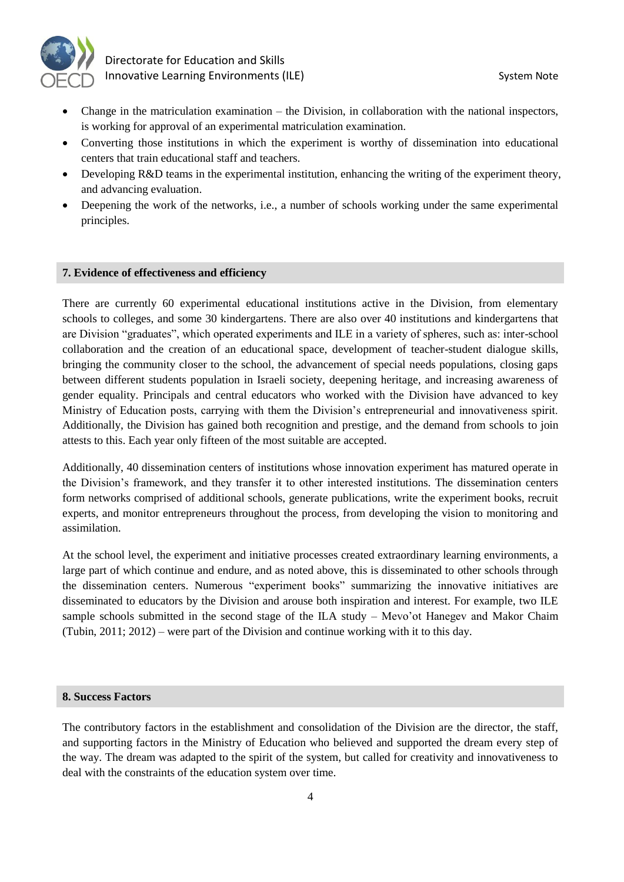- Change in the matriculation examination – the Division, in collaboration with the national inspectors, is working for approval of an experimental matriculation examination.
- Converting those institutions in which the experiment is worthy of dissemination into educational centers that train educational staff and teachers.
- Developing R&D teams in the experimental institution, enhancing the writing of the experiment theory, and advancing evaluation.
- Deepening the work of the networks, i.e., a number of schools working under the same experimental principles.

## 7. Evidence of effectiveness and efficiency

There are currently 60 experimental educational institutions active in the Division, from elementary schools to colleges, and some 30 kindergartens. There are also over 40 institutions and kindergartens that are Division "graduates", which operated experiments and ILE in a variety of spheres, such as: inter-school collaboration and the creation of an educational space, development of teacher-student dialogue skills, bringing the community closer to the school, the advancement of special needs populations, closing gaps between different students population in Israeli society, deepening heritage, and increasing awareness of gender equality. Principals and central educators who worked with the Division have advanced to key Ministry of Education posts, carrying with them the Division's entrepreneurial and innovativeness spirit. Additionally, the Division has gained both recognition and prestige, and the demand from schools to join attests to this. Each year only fifteen of the most suitable are accepted.

Additionally, 40 dissemination centers of institutions whose innovation experiment has matured operate in the Division's framework, and they transfer it to other interested institutions. The dissemination centers form networks comprised of additional schools, generate publications, write the experiment books, recruit experts, and monitor entrepreneurs throughout the process, from developing the vision to monitoring and assimilation.

At the school level, the experiment and initiative processes created extraordinary learning environments, a large part of which continue and endure, and as noted above, this is disseminated to other schools through the dissemination centers. Numerous "experiment books" summarizing the innovative initiatives are disseminated to educators by the Division and arouse both inspiration and interest. For example, two ILE sample schools submitted in the second stage of the ILA study – Mevo'ot Hanegev and Makor Chaim (Tubin, 2011; 2012) – were part of the Division and continue working with it to this day.

## 8. Success Factors

The contributory factors in the establishment and consolidation of the Division are the director, the staff, and supporting factors in the Ministry of Education who believed and supported the dream every step of the way. The dream was adapted to the spirit of the system, but called for creativity and innovativeness to deal with the constraints of the education system over time.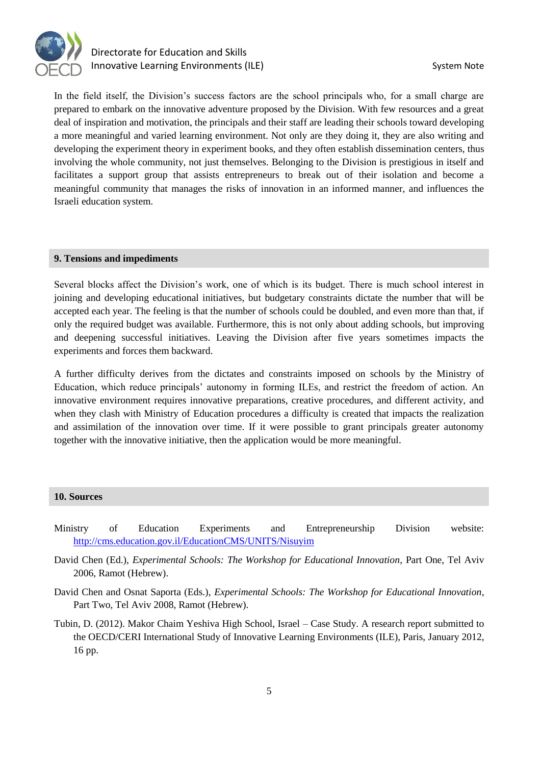In the field itself, the Division's success factors are the school principals who, for a small charge are prepared to embark on the innovative adventure proposed by the Division. With few resources and a great deal of inspiration and motivation, the principals and their staff are leading their schools toward developing a more meaningful and varied learning environment. Not only are they doing it, they are also writing and developing the experiment theory in experiment books, and they often establish dissemination centers, thus involving the whole community, not just themselves. Belonging to the Division is prestigious in itself and facilitates a support group that assists entrepreneurs to break out of their isolation and become a meaningful community that manages the risks of innovation in an informed manner, and influences the Israeli education system.

## 9. Tensions and impediments

Several blocks affect the Division's work, one of which is its budget. There is much school interest in joining and developing educational initiatives, but budgetary constraints dictate the number that will be accepted each year. The feeling is that the number of schools could be doubled, and even more than that, if only the required budget was available. Furthermore, this is not only about adding schools, but improving and deepening successful initiatives. Leaving the Division after five years sometimes impacts the experiments and forces them backward.

A further difficulty derives from the dictates and constraints imposed on schools by the Ministry of Education, which reduce principals' autonomy in forming ILEs, and restrict the freedom of action. An innovative environment requires innovative preparations, creative procedures, and different activity, and when they clash with Ministry of Education procedures a difficulty is created that impacts the realization and assimilation of the innovation over time. If it were possible to grant principals greater autonomy together with the innovative initiative, then the application would be more meaningful.

## 10. Sources

Ministry of Education Experiments and Entrepreneurship Division website: http://cms.education.gov.il/EducationCMS/UNITS/Nisuyim

David Chen (Ed.), *Experimental Schools: The Workshop for Educational Innovation*, Part One, Tel Aviv 2006, Ramot (Hebrew).

David Chen and Osnat Saporta (Eds.), *Experimental Schools: The Workshop for Educational Innovation*, Part Two, Tel Aviv 2008, Ramot (Hebrew).

Tubin, D. (2012). Makor Chaim Yeshiva High School, Israel – Case Study. A research report submitted to the OECD/CERI International Study of Innovative Learning Environments (ILE), Paris, January 2012, 16 pp.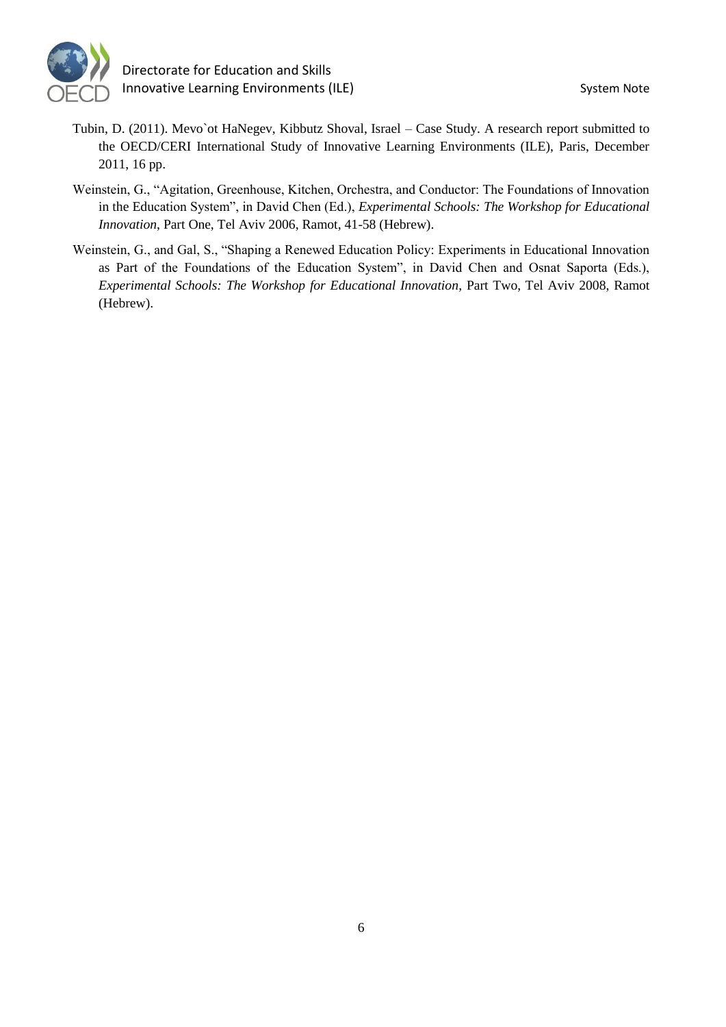Tubin, D. (2011). Mevo`ot HaNegev, Kibbutz Shoval, Israel – Case Study. A research report submitted to the OECD/CERI International Study of Innovative Learning Environments (ILE), Paris, December 2011, 16 pp.

Weinstein, G., "Agitation, Greenhouse, Kitchen, Orchestra, and Conductor: The Foundations of Innovation in the Education System", in David Chen (Ed.), *Experimental Schools: The Workshop for Educational Innovation*, Part One, Tel Aviv 2006, Ramot, 41-58 (Hebrew).

Weinstein, G., and Gal, S., "Shaping a Renewed Education Policy: Experiments in Educational Innovation as Part of the Foundations of the Education System", in David Chen and Osnat Saporta (Eds.), *Experimental Schools: The Workshop for Educational Innovation*, Part Two, Tel Aviv 2008, Ramot (Hebrew).